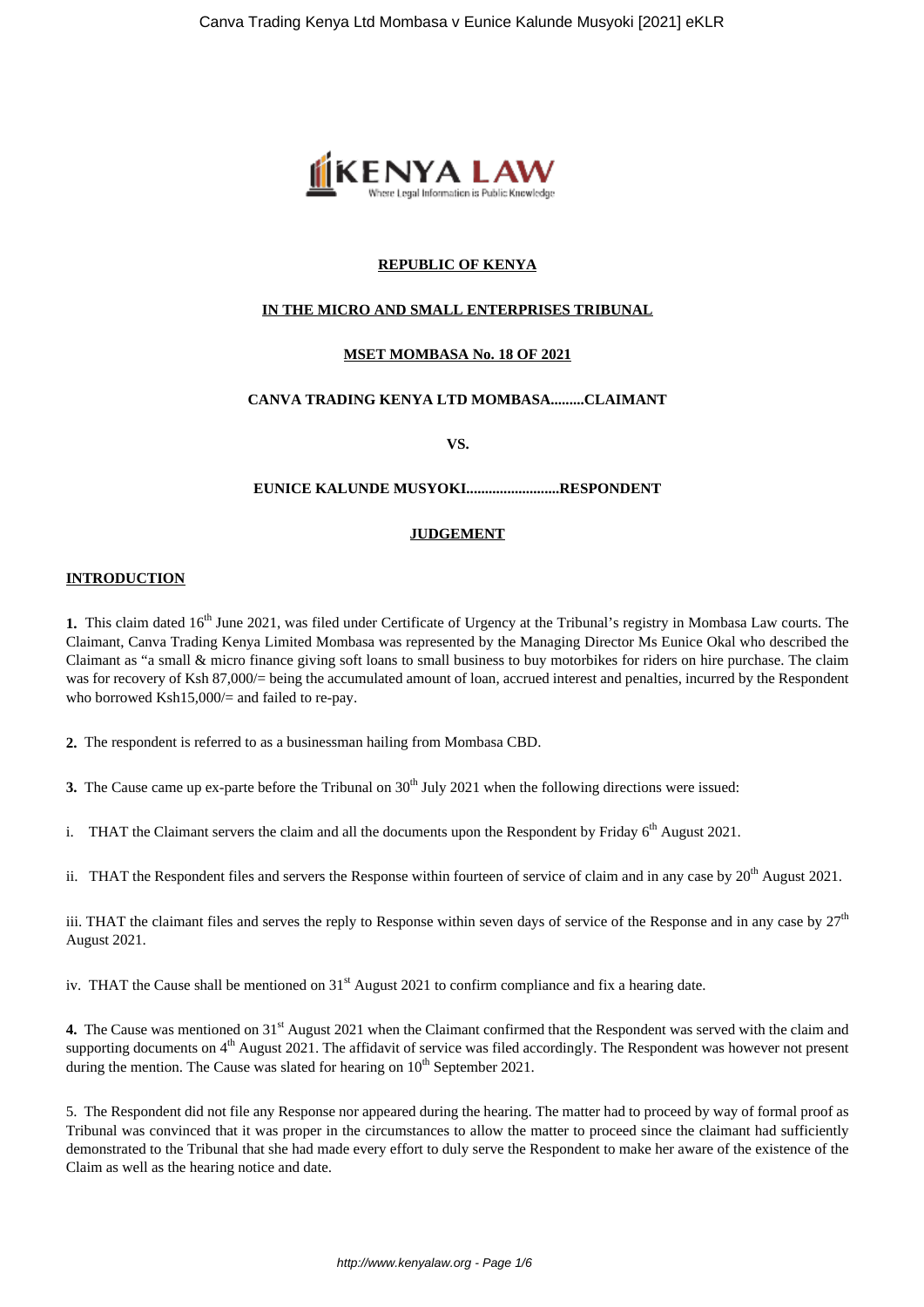**REPUBLIC OF KENYA**

**IN THE MICRO AND SMALL ENTERPRISES TRIBUNAL**

**MSET MOMBASA No. 18 OF 2021**

**CANVA TRADING KENYA LTD MOMBASA.........CLAIMANT**

**VS.**

**EUNICE KALUNDE MUSYOKI.........................RESPONDENT**

**JUDGEMENT**

**INTRODUCTION**

**1.** This claim dated 16th June 2021, was filed under Certificate of Urgency at the Tribunal's registry in Mombasa Law courts. The Claimant, Canva Trading Kenya Limited Mombasa was represented by the Managing Director Ms Eunice Okal who described the Claimant as "a small & micro finance giving soft loans to small business to buy motorbikes for riders on hire purchase. The claim was for recovery of Ksh 87,000/= being the accumulated amount of loan, accrued interest and penalties, incurred by the Respondent who borrowed Ksh15,000/= and failed to re-pay.

**2.** The respondent is referred to as a businessman hailing from Mombasa CBD.

**3.** The Cause came up ex-parte before the Tribunal on 30th July 2021 when the following directions were issued:

i. THAT the Claimant servers the claim and all the documents upon the Respondent by Friday 6th August 2021.

ii. THAT the Respondent files and servers the Response within fourteen of service of claim and in any case by 20th August 2021.

iii. THAT the claimant files and serves the reply to Response within seven days of service of the Response and in any case by 27th August 2021.

iv. THAT the Cause shall be mentioned on 31st August 2021 to confirm compliance and fix a hearing date.

**4.** The Cause was mentioned on 31st August 2021 when the Claimant confirmed that the Respondent was served with the claim and supporting documents on 4th August 2021. The affidavit of service was filed accordingly. The Respondent was however not present during the mention. The Cause was slated for hearing on 10th September 2021.

5. The Respondent did not file any Response nor appeared during the hearing. The matter had to proceed by way of formal proof as Tribunal was convinced that it was proper in the circumstances to allow the matter to proceed since the claimant had sufficiently demonstrated to the Tribunal that she had made every effort to duly serve the Respondent to make her aware of the existence of the Claim as well as the hearing notice and date.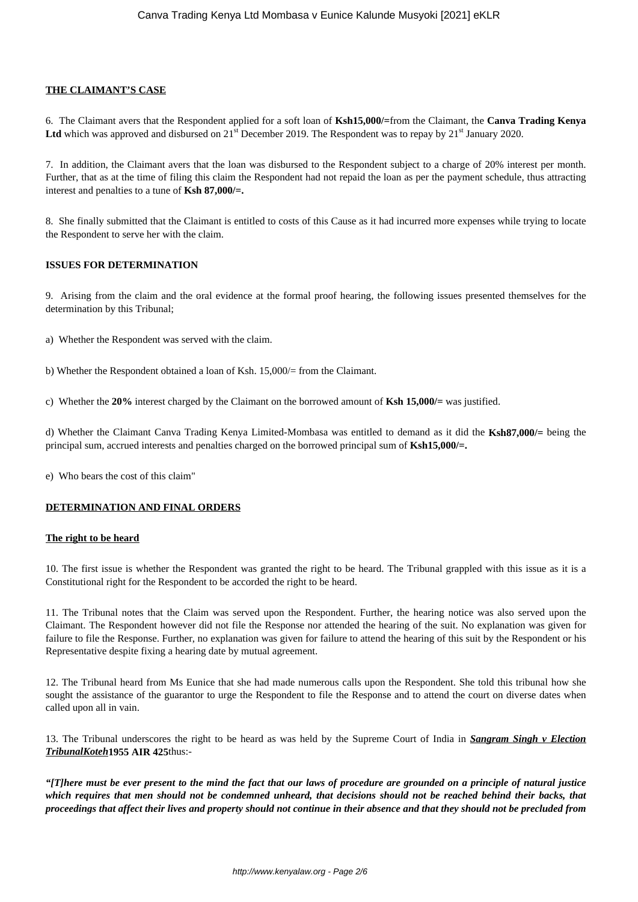**THE CLAIMANT'S CASE**

6. The Claimant avers that the Respondent applied for a soft loan of **Ksh15,000/=**from the Claimant, the **Canva Trading Kenya Ltd** which was approved and disbursed on 21st December 2019. The Respondent was to repay by 21st January 2020.

7. In addition, the Claimant avers that the loan was disbursed to the Respondent subject to a charge of 20% interest per month. Further, that as at the time of filing this claim the Respondent had not repaid the loan as per the payment schedule, thus attracting interest and penalties to a tune of **Ksh 87,000/=.**

8. She finally submitted that the Claimant is entitled to costs of this Cause as it had incurred more expenses while trying to locate the Respondent to serve her with the claim.

**ISSUES FOR DETERMINATION**

9. Arising from the claim and the oral evidence at the formal proof hearing, the following issues presented themselves for the determination by this Tribunal;

a) Whether the Respondent was served with the claim.

b) Whether the Respondent obtained a loan of Ksh. 15,000/= from the Claimant.

c) Whether the **20%** interest charged by the Claimant on the borrowed amount of **Ksh 15,000/=** was justified.

d) Whether the Claimant Canva Trading Kenya Limited-Mombasa was entitled to demand as it did the **Ksh87,000/=** being the principal sum, accrued interests and penalties charged on the borrowed principal sum of **Ksh15,000/=.**

e) Who bears the cost of this claim"

**DETERMINATION AND FINAL ORDERS**

**The right to be heard**

10. The first issue is whether the Respondent was granted the right to be heard. The Tribunal grappled with this issue as it is a Constitutional right for the Respondent to be accorded the right to be heard.

11. The Tribunal notes that the Claim was served upon the Respondent. Further, the hearing notice was also served upon the Claimant. The Respondent however did not file the Response nor attended the hearing of the suit. No explanation was given for failure to file the Response. Further, no explanation was given for failure to attend the hearing of this suit by the Respondent or his Representative despite fixing a hearing date by mutual agreement.

12. The Tribunal heard from Ms Eunice that she had made numerous calls upon the Respondent. She told this tribunal how she sought the assistance of the guarantor to urge the Respondent to file the Response and to attend the court on diverse dates when called upon all in vain.

13. The Tribunal underscores the right to be heard as was held by the Supreme Court of India in ***Sangram Singh v Election TribunalKoteh*** **1955 AIR 425**thus:-

***"[T]here must be ever present to the mind the fact that our laws of procedure are grounded on a principle of natural justice which requires that men should not be condemned unheard, that decisions should not be reached behind their backs, that proceedings that affect their lives and property should not continue in their absence and that they should not be precluded from***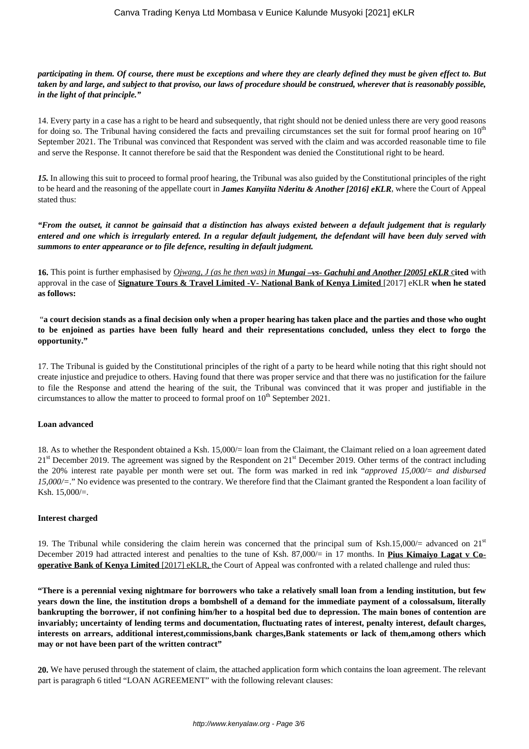***participating in them. Of course, there must be exceptions and where they are clearly defined they must be given effect to. But taken by and large, and subject to that proviso, our laws of procedure should be construed, wherever that is reasonably possible, in the light of that principle."***

14. Every party in a case has a right to be heard and subsequently, that right should not be denied unless there are very good reasons for doing so. The Tribunal having considered the facts and prevailing circumstances set the suit for formal proof hearing on 10th September 2021. The Tribunal was convinced that Respondent was served with the claim and was accorded reasonable time to file and serve the Response. It cannot therefore be said that the Respondent was denied the Constitutional right to be heard.

***15.*** In allowing this suit to proceed to formal proof hearing, the Tribunal was also guided by the Constitutional principles of the right to be heard and the reasoning of the appellate court in ***James Kanyiita Nderitu & Another [2016] eKLR***, where the Court of Appeal stated thus:

***"From the outset, it cannot be gainsaid that a distinction has always existed between a default judgement that is regularly entered and one which is irregularly entered. In a regular default judgement, the defendant will have been duly served with summons to enter appearance or to file defence, resulting in default judgment.***

**16.** This point is further emphasised by *Ojwang, J (as he then was) in* ***Mungai –vs- Gachuhi and Another [2005] eKLR*** **cited** with approval in the case of **Signature Tours & Travel Limited -V- National Bank of Kenya Limited** [2017] eKLR **when he stated as follows:**

**"a court decision stands as a final decision only when a proper hearing has taken place and the parties and those who ought to be enjoined as parties have been fully heard and their representations concluded, unless they elect to forgo the opportunity."**

17. The Tribunal is guided by the Constitutional principles of the right of a party to be heard while noting that this right should not create injustice and prejudice to others. Having found that there was proper service and that there was no justification for the failure to file the Response and attend the hearing of the suit, the Tribunal was convinced that it was proper and justifiable in the circumstances to allow the matter to proceed to formal proof on 10th September 2021.

**Loan advanced**

18. As to whether the Respondent obtained a Ksh. 15,000/= loan from the Claimant, the Claimant relied on a loan agreement dated 21st December 2019. The agreement was signed by the Respondent on 21st December 2019. Other terms of the contract including the 20% interest rate payable per month were set out. The form was marked in red ink "*approved 15,000/= and disbursed 15,000/=*." No evidence was presented to the contrary. We therefore find that the Claimant granted the Respondent a loan facility of Ksh. 15,000/=.

**Interest charged**

19. The Tribunal while considering the claim herein was concerned that the principal sum of Ksh.15,000/= advanced on 21st December 2019 had attracted interest and penalties to the tune of Ksh. 87,000/= in 17 months. In **Pius Kimaiyo Lagat v Co-operative Bank of Kenya Limited** [2017] eKLR, the Court of Appeal was confronted with a related challenge and ruled thus:

**"There is a perennial vexing nightmare for borrowers who take a relatively small loan from a lending institution, but few years down the line, the institution drops a bombshell of a demand for the immediate payment of a colossalsum, literally bankrupting the borrower, if not confining him/her to a hospital bed due to depression. The main bones of contention are invariably; uncertainty of lending terms and documentation, fluctuating rates of interest, penalty interest, default charges, interests on arrears, additional interest,commissions,bank charges,Bank statements or lack of them,among others which may or not have been part of the written contract"**

**20.** We have perused through the statement of claim, the attached application form which contains the loan agreement. The relevant part is paragraph 6 titled "LOAN AGREEMENT" with the following relevant clauses: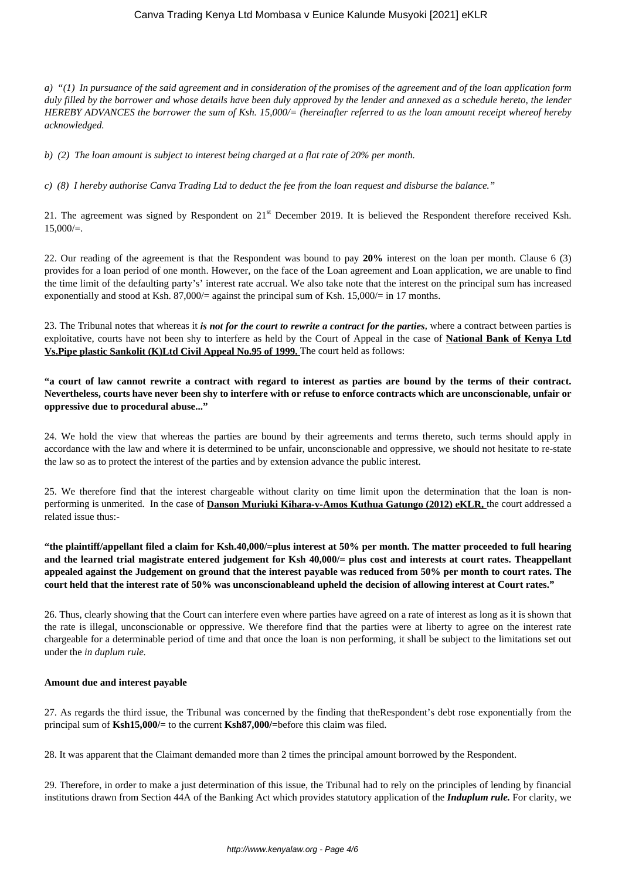*a) "(1) In pursuance of the said agreement and in consideration of the promises of the agreement and of the loan application form duly filled by the borrower and whose details have been duly approved by the lender and annexed as a schedule hereto, the lender HEREBY ADVANCES the borrower the sum of Ksh. 15,000/= (hereinafter referred to as the loan amount receipt whereof hereby acknowledged.*

*b) (2) The loan amount is subject to interest being charged at a flat rate of 20% per month.*

*c) (8) I hereby authorise Canva Trading Ltd to deduct the fee from the loan request and disburse the balance."*

21. The agreement was signed by Respondent on 21st December 2019. It is believed the Respondent therefore received Ksh. 15,000/=.

22. Our reading of the agreement is that the Respondent was bound to pay **20%** interest on the loan per month. Clause 6 (3) provides for a loan period of one month. However, on the face of the Loan agreement and Loan application, we are unable to find the time limit of the defaulting party's' interest rate accrual. We also take note that the interest on the principal sum has increased exponentially and stood at Ksh. 87,000/= against the principal sum of Ksh. 15,000/= in 17 months.

23. The Tribunal notes that whereas it ***is not for the court to rewrite a contract for the parties***, where a contract between parties is exploitative, courts have not been shy to interfere as held by the Court of Appeal in the case of **National Bank of Kenya Ltd Vs.Pipe plastic Sankolit (K)Ltd Civil Appeal No.95 of 1999.** The court held as follows:

**"a court of law cannot rewrite a contract with regard to interest as parties are bound by the terms of their contract. Nevertheless, courts have never been shy to interfere with or refuse to enforce contracts which are unconscionable, unfair or oppressive due to procedural abuse..."**

24. We hold the view that whereas the parties are bound by their agreements and terms thereto, such terms should apply in accordance with the law and where it is determined to be unfair, unconscionable and oppressive, we should not hesitate to re-state the law so as to protect the interest of the parties and by extension advance the public interest.

25. We therefore find that the interest chargeable without clarity on time limit upon the determination that the loan is non-performing is unmerited. In the case of **Danson Muriuki Kihara-v-Amos Kuthua Gatungo (2012) eKLR,** the court addressed a related issue thus:-

**"the plaintiff/appellant filed a claim for Ksh.40,000/=plus interest at 50% per month. The matter proceeded to full hearing and the learned trial magistrate entered judgement for Ksh 40,000/= plus cost and interests at court rates. Theappellant appealed against the Judgement on ground that the interest payable was reduced from 50% per month to court rates. The court held that the interest rate of 50% was unconscionableand upheld the decision of allowing interest at Court rates."**

26. Thus, clearly showing that the Court can interfere even where parties have agreed on a rate of interest as long as it is shown that the rate is illegal, unconscionable or oppressive. We therefore find that the parties were at liberty to agree on the interest rate chargeable for a determinable period of time and that once the loan is non performing, it shall be subject to the limitations set out under the *in duplum rule.*

**Amount due and interest payable**

27. As regards the third issue, the Tribunal was concerned by the finding that theRespondent's debt rose exponentially from the principal sum of **Ksh15,000/=** to the current **Ksh87,000/=**before this claim was filed.

28. It was apparent that the Claimant demanded more than 2 times the principal amount borrowed by the Respondent.

29. Therefore, in order to make a just determination of this issue, the Tribunal had to rely on the principles of lending by financial institutions drawn from Section 44A of the Banking Act which provides statutory application of the ***Induplum rule.*** For clarity, we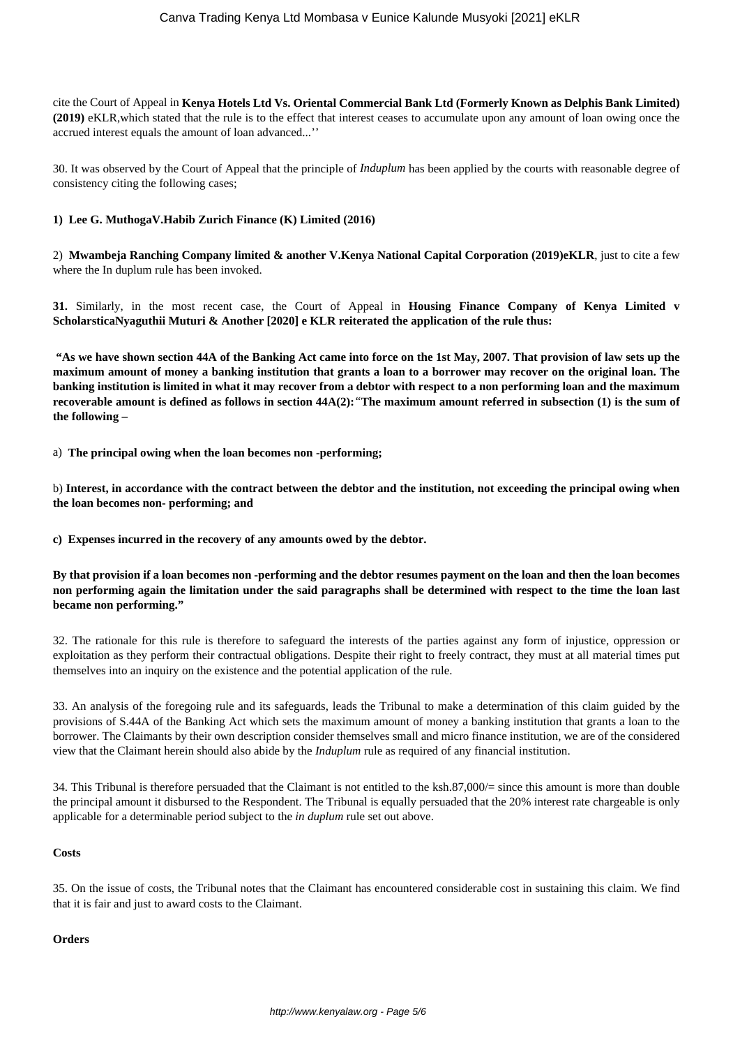cite the Court of Appeal in **Kenya Hotels Ltd Vs. Oriental Commercial Bank Ltd (Formerly Known as Delphis Bank Limited) (2019)** eKLR,which stated that the rule is to the effect that interest ceases to accumulate upon any amount of loan owing once the accrued interest equals the amount of loan advanced...''

30. It was observed by the Court of Appeal that the principle of *Induplum* has been applied by the courts with reasonable degree of consistency citing the following cases;

**1) Lee G. MuthogaV.Habib Zurich Finance (K) Limited (2016)**

2) **Mwambeja Ranching Company limited & another V.Kenya National Capital Corporation (2019)eKLR**, just to cite a few where the In duplum rule has been invoked.

**31.** Similarly, in the most recent case, the Court of Appeal in **Housing Finance Company of Kenya Limited v ScholarsticaNyaguthii Muturi & Another [2020] e KLR reiterated the application of the rule thus:**

**"As we have shown section 44A of the Banking Act came into force on the 1st May, 2007. That provision of law sets up the maximum amount of money a banking institution that grants a loan to a borrower may recover on the original loan. The banking institution is limited in what it may recover from a debtor with respect to a non performing loan and the maximum recoverable amount is defined as follows in section 44A(2):**"**The maximum amount referred in subsection (1) is the sum of the following –**

a) **The principal owing when the loan becomes non -performing;**

b) **Interest, in accordance with the contract between the debtor and the institution, not exceeding the principal owing when the loan becomes non- performing; and**

**c) Expenses incurred in the recovery of any amounts owed by the debtor.**

**By that provision if a loan becomes non -performing and the debtor resumes payment on the loan and then the loan becomes non performing again the limitation under the said paragraphs shall be determined with respect to the time the loan last became non performing."**

32. The rationale for this rule is therefore to safeguard the interests of the parties against any form of injustice, oppression or exploitation as they perform their contractual obligations. Despite their right to freely contract, they must at all material times put themselves into an inquiry on the existence and the potential application of the rule.

33. An analysis of the foregoing rule and its safeguards, leads the Tribunal to make a determination of this claim guided by the provisions of S.44A of the Banking Act which sets the maximum amount of money a banking institution that grants a loan to the borrower. The Claimants by their own description consider themselves small and micro finance institution, we are of the considered view that the Claimant herein should also abide by the *Induplum* rule as required of any financial institution.

34. This Tribunal is therefore persuaded that the Claimant is not entitled to the ksh.87,000/= since this amount is more than double the principal amount it disbursed to the Respondent. The Tribunal is equally persuaded that the 20% interest rate chargeable is only applicable for a determinable period subject to the *in duplum* rule set out above.

**Costs**

35. On the issue of costs, the Tribunal notes that the Claimant has encountered considerable cost in sustaining this claim. We find that it is fair and just to award costs to the Claimant.

**Orders**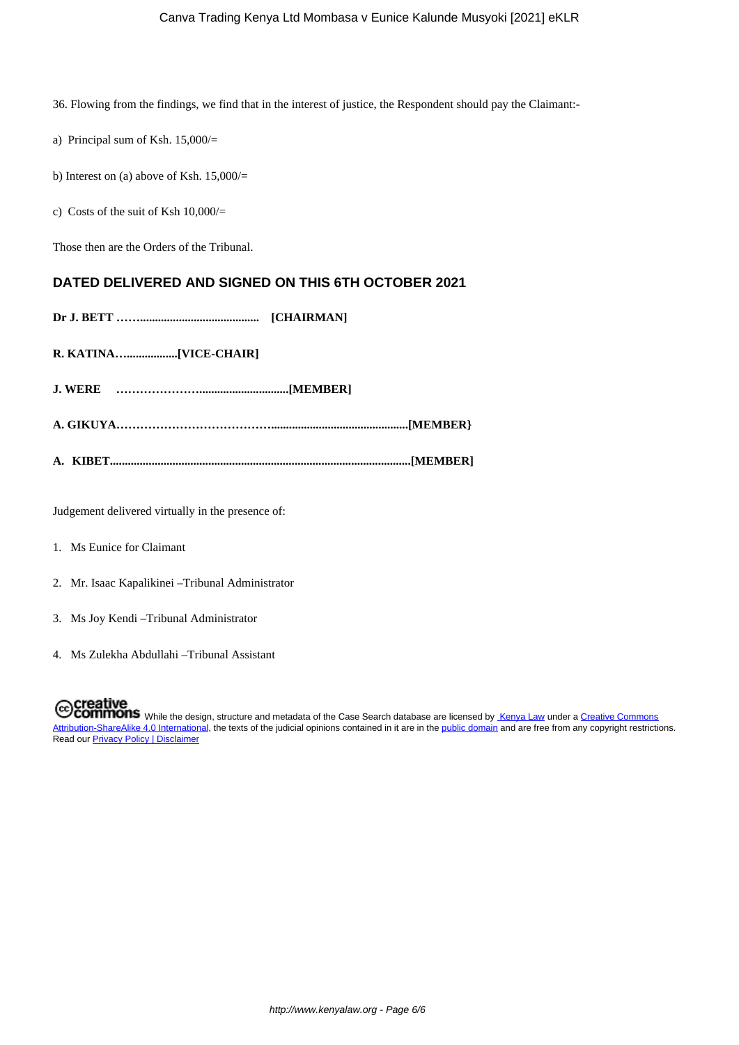36. Flowing from the findings, we find that in the interest of justice, the Respondent should pay the Claimant:-

a) Principal sum of Ksh. 15,000/=

b) Interest on (a) above of Ksh. 15,000/=

c) Costs of the suit of Ksh 10,000/=

Those then are the Orders of the Tribunal.

## DATED DELIVERED AND SIGNED ON THIS 6TH OCTOBER 2021

**Dr J. BETT ……........................................ [CHAIRMAN]**

**R. KATINA…..................[VICE-CHAIR]**

**J. WERE …………………..............................[MEMBER]**

**A. GIKUYA………………………………….............................................[MEMBER}**

**A. KIBET...................................................................................................[MEMBER]**

Judgement delivered virtually in the presence of:

1. Ms Eunice for Claimant
2. Mr. Isaac Kapalikinei –Tribunal Administrator
3. Ms Joy Kendi –Tribunal Administrator
4. Ms Zulekha Abdullahi –Tribunal Assistant

While the design, structure and metadata of the Case Search database are licensed by Kenya Law under a Creative Commons Attribution-ShareAlike 4.0 International, the texts of the judicial opinions contained in it are in the public domain and are free from any copyright restrictions. Read our Privacy Policy | Disclaimer